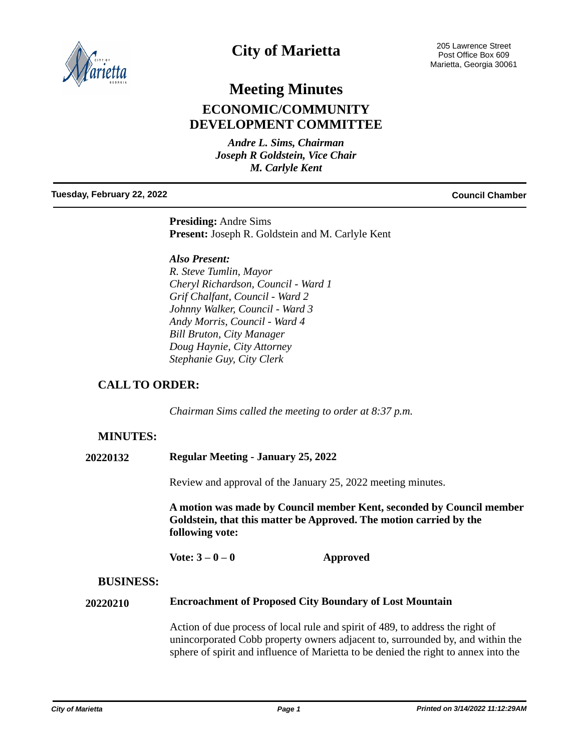# City of Marietta

205 Lawrence Street
Post Office Box 609
Marietta, Georgia 30061

# Meeting Minutes

## ECONOMIC/COMMUNITY DEVELOPMENT COMMITTEE

*Andre L. Sims, Chairman*
*Joseph R Goldstein, Vice Chair*
*M. Carlyle Kent*

**Tuesday, February 22, 2022** **Council Chamber**

**Presiding:** Andre Sims
**Present:** Joseph R. Goldstein and M. Carlyle Kent

***Also Present:***
*R. Steve Tumlin, Mayor*
*Cheryl Richardson, Council - Ward 1*
*Grif Chalfant, Council - Ward 2*
*Johnny Walker, Council - Ward 3*
*Andy Morris, Council - Ward 4*
*Bill Bruton, City Manager*
*Doug Haynie, City Attorney*
*Stephanie Guy, City Clerk*

## CALL TO ORDER:

*Chairman Sims called the meeting to order at 8:37 p.m.*

## MINUTES:

**20220132** **Regular Meeting - January 25, 2022**

Review and approval of the January 25, 2022 meeting minutes.

**A motion was made by Council member Kent, seconded by Council member Goldstein, that this matter be Approved. The motion carried by the following vote:**

**Vote: 3 – 0 – 0** **Approved**

## BUSINESS:

**20220210** **Encroachment of Proposed City Boundary of Lost Mountain**

Action of due process of local rule and spirit of 489, to address the right of unincorporated Cobb property owners adjacent to, surrounded by, and within the sphere of spirit and influence of Marietta to be denied the right to annex into the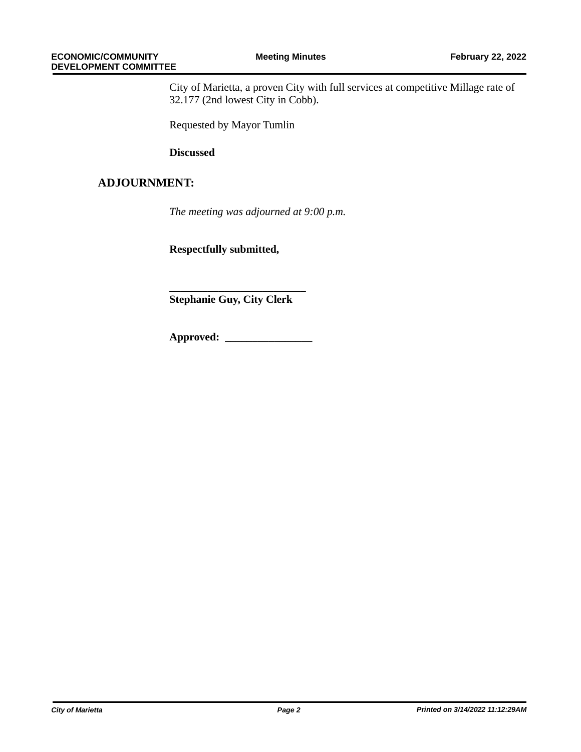City of Marietta, a proven City with full services at competitive Millage rate of 32.177 (2nd lowest City in Cobb).

Requested by Mayor Tumlin

**Discussed**

## ADJOURNMENT:

*The meeting was adjourned at 9:00 p.m.*

**Respectfully submitted,**

**_________________________**
**Stephanie Guy, City Clerk**

**Approved: ________________**